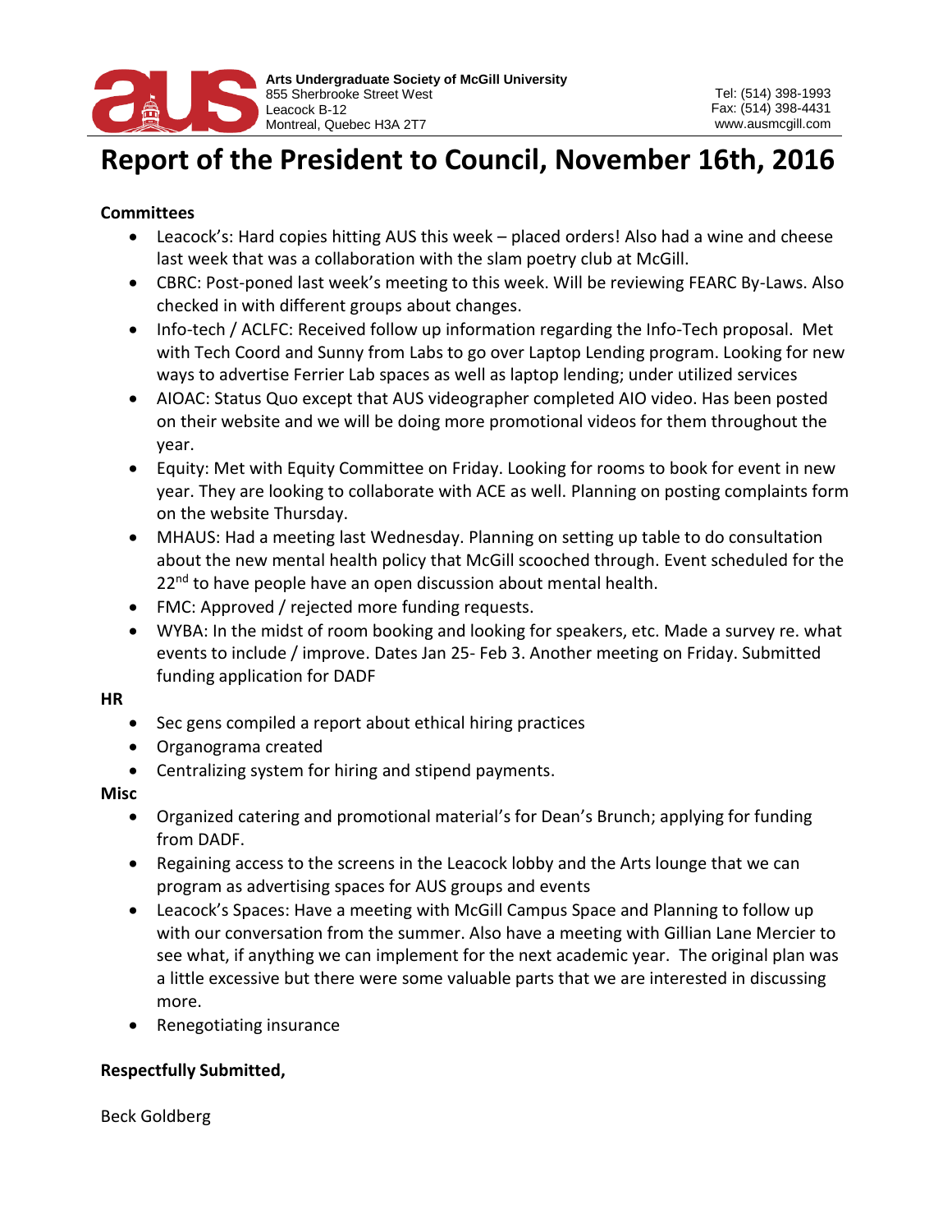Arts Undergraduate Society of McGill University
855 Sherbrooke Street West
Leacock B-12
Montreal, Quebec H3A 2T7

Tel: (514) 398-1993
Fax: (514) 398-4431
www.ausmcgill.com

# Report of the President to Council, November 16th, 2016

**Committees**

- Leacock's: Hard copies hitting AUS this week – placed orders! Also had a wine and cheese last week that was a collaboration with the slam poetry club at McGill.
- CBRC: Post-poned last week's meeting to this week. Will be reviewing FEARC By-Laws. Also checked in with different groups about changes.
- Info-tech / ACLFC: Received follow up information regarding the Info-Tech proposal. Met with Tech Coord and Sunny from Labs to go over Laptop Lending program. Looking for new ways to advertise Ferrier Lab spaces as well as laptop lending; under utilized services
- AIOAC: Status Quo except that AUS videographer completed AIO video. Has been posted on their website and we will be doing more promotional videos for them throughout the year.
- Equity: Met with Equity Committee on Friday. Looking for rooms to book for event in new year. They are looking to collaborate with ACE as well. Planning on posting complaints form on the website Thursday.
- MHAUS: Had a meeting last Wednesday. Planning on setting up table to do consultation about the new mental health policy that McGill scooched through. Event scheduled for the 22nd to have people have an open discussion about mental health.
- FMC: Approved / rejected more funding requests.
- WYBA: In the midst of room booking and looking for speakers, etc. Made a survey re. what events to include / improve. Dates Jan 25- Feb 3. Another meeting on Friday. Submitted funding application for DADF

**HR**

- Sec gens compiled a report about ethical hiring practices
- Organograma created
- Centralizing system for hiring and stipend payments.

**Misc**

- Organized catering and promotional material's for Dean's Brunch; applying for funding from DADF.
- Regaining access to the screens in the Leacock lobby and the Arts lounge that we can program as advertising spaces for AUS groups and events
- Leacock's Spaces: Have a meeting with McGill Campus Space and Planning to follow up with our conversation from the summer. Also have a meeting with Gillian Lane Mercier to see what, if anything we can implement for the next academic year. The original plan was a little excessive but there were some valuable parts that we are interested in discussing more.
- Renegotiating insurance

**Respectfully Submitted,**

Beck Goldberg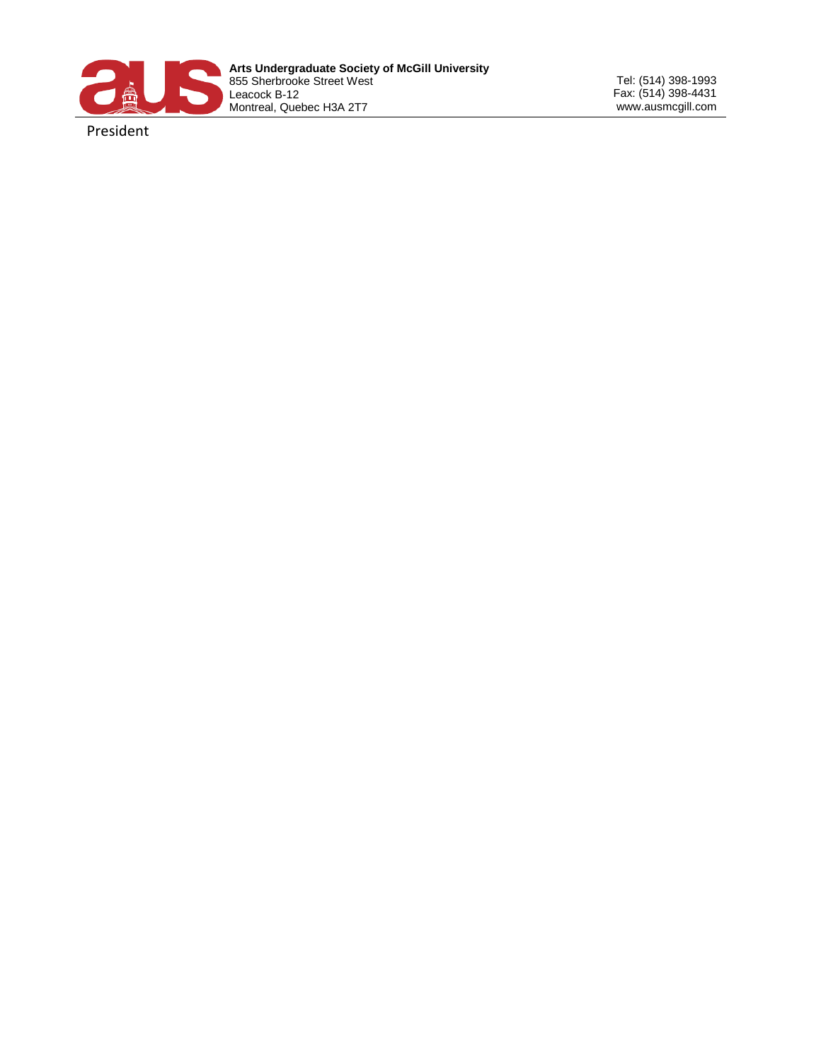President